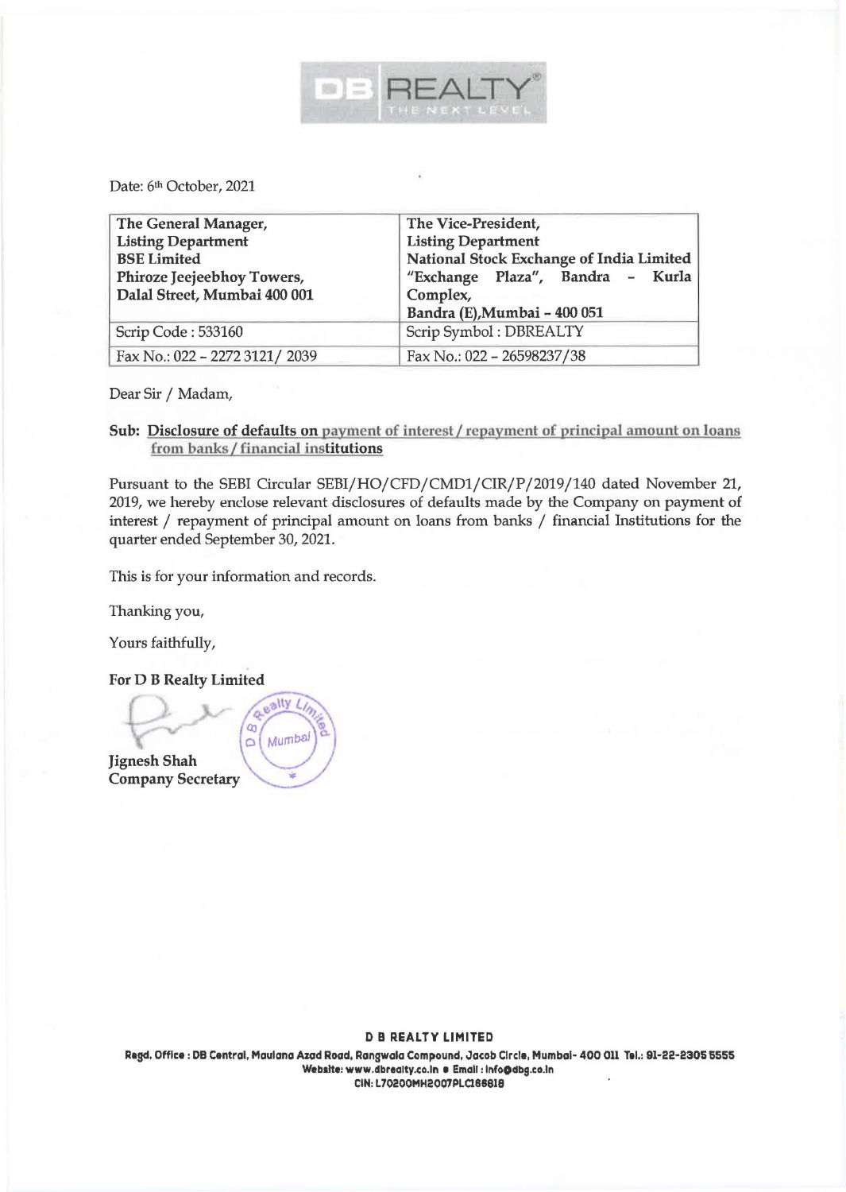Date: 6th October, 2021

| | |
|---|---|
| **The General Manager,**<br>**Listing Department**<br>**BSE Limited**<br>**Phiroze Jeejeebhoy Towers,**<br>**Dalal Street, Mumbai 400 001** | **The Vice-President,**<br>**Listing Department**<br>**National Stock Exchange of India Limited**<br>**"Exchange Plaza", Bandra - Kurla Complex,**<br>**Bandra (E),Mumbai - 400 051** |
| Scrip Code : 533160 | Scrip Symbol : DBREALTY |
| Fax No.: 022 – 2272 3121/ 2039 | Fax No.: 022 – 26598237/38 |

Dear Sir / Madam,

**Sub: Disclosure of defaults on payment of interest / repayment of principal amount on loans from banks / financial institutions**

Pursuant to the SEBI Circular SEBI/HO/CFD/CMD1/CIR/P/2019/140 dated November 21, 2019, we hereby enclose relevant disclosures of defaults made by the Company on payment of interest / repayment of principal amount on loans from banks / financial Institutions for the quarter ended September 30, 2021.

This is for your information and records.

Thanking you,

Yours faithfully,

**For D B Realty Limited**

**Jignesh Shah**
**Company Secretary**

**D B REALTY LIMITED**
Regd. Office : DB Central, Maulana Azad Road, Rangwala Compound, Jacob Circle, Mumbai- 400 011 Tel.: 91-22-2305 5555
Website: www.dbrealty.co.in • Email : info@dbg.co.in
CIN: L70200MH2007PLC166818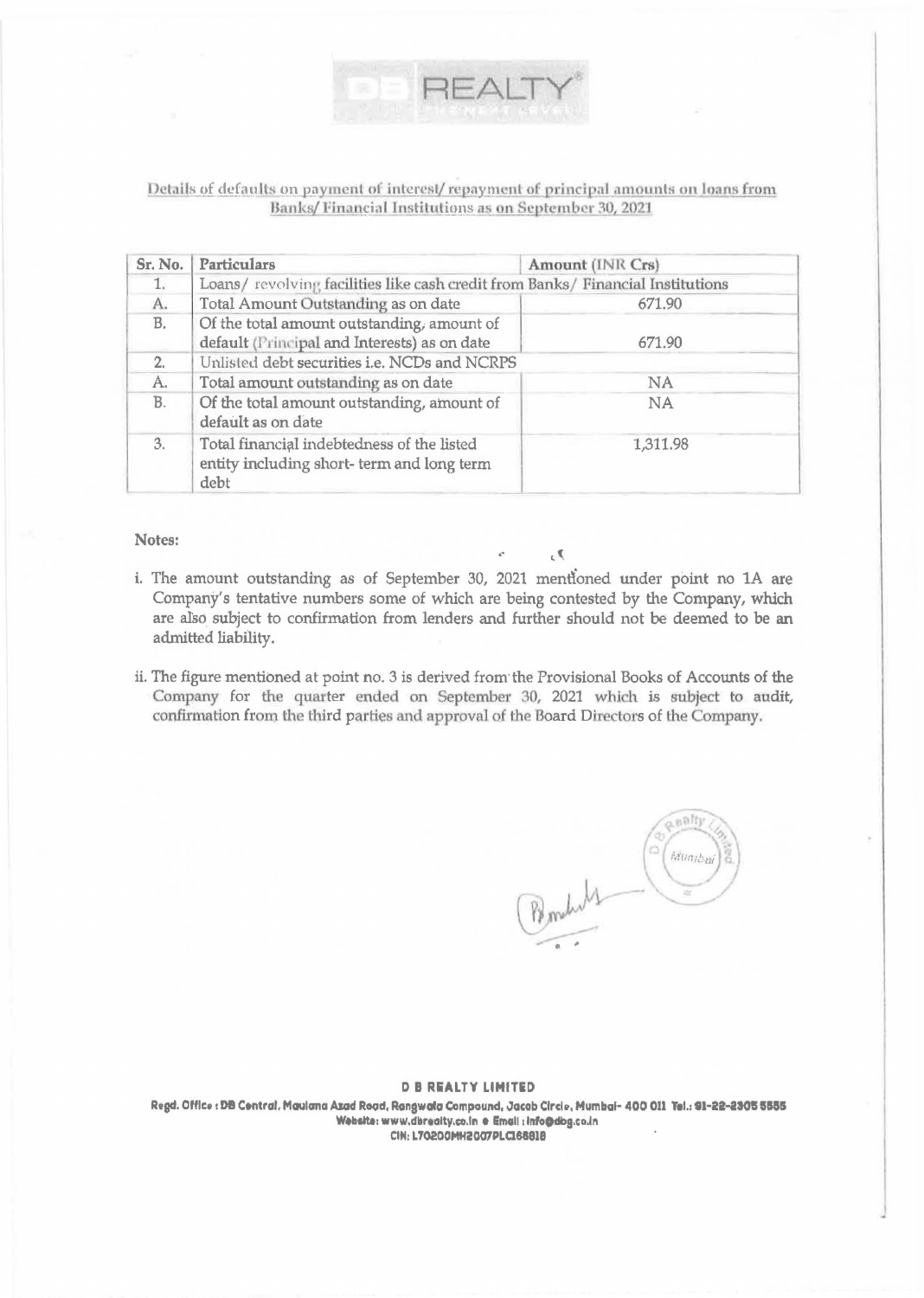## Details of defaults on payment of interest/ repayment of principal amounts on loans from Banks/ Financial Institutions as on September 30, 2021

| Sr. No. | Particulars | Amount (INR Crs) |
|---|---|---|
| 1. | Loans/ revolving facilities like cash credit from Banks/ Financial Institutions | |
| A. | Total Amount Outstanding as on date | 671.90 |
| B. | Of the total amount outstanding, amount of default (Principal and Interests) as on date | 671.90 |
| 2. | Unlisted debt securities i.e. NCDs and NCRPS | |
| A. | Total amount outstanding as on date | NA |
| B. | Of the total amount outstanding, amount of default as on date | NA |
| 3. | Total financial indebtedness of the listed entity including short- term and long term debt | 1,311.98 |

**Notes:**

i. The amount outstanding as of September 30, 2021 mentioned under point no 1A are Company's tentative numbers some of which are being contested by the Company, which are also subject to confirmation from lenders and further should not be deemed to be an admitted liability.

ii. The figure mentioned at point no. 3 is derived from the Provisional Books of Accounts of the Company for the quarter ended on September 30, 2021 which is subject to audit, confirmation from the third parties and approval of the Board Directors of the Company.

**D B REALTY LIMITED**

Regd. Office : DB Central, Maulana Azad Road, Rangwala Compound, Jacob Circle, Mumbai- 400 011 Tel.: 91-22-2305 5555
Website: www.dbrealty.co.in • Email : info@dbg.co.in
CIN: L70200MH2007PLC166818